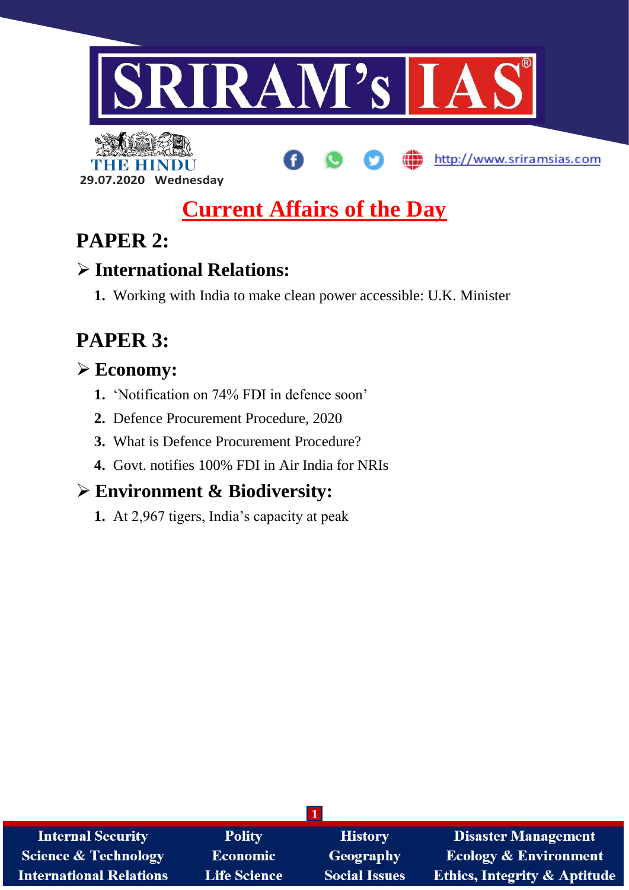THE HINDU

29.07.2020 Wednesday

# Current Affairs of the Day

## PAPER 2:

### ➢ International Relations:

1. Working with India to make clean power accessible: U.K. Minister

## PAPER 3:

### ➢ Economy:

1. 'Notification on 74% FDI in defence soon'
2. Defence Procurement Procedure, 2020
3. What is Defence Procurement Procedure?
4. Govt. notifies 100% FDI in Air India for NRIs

### ➢ Environment & Biodiversity:

1. At 2,967 tigers, India's capacity at peak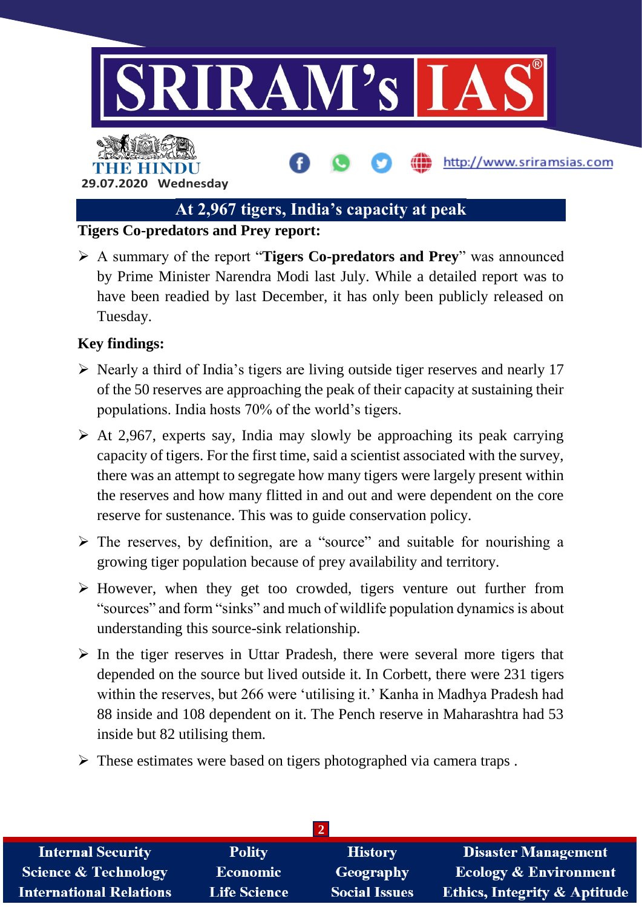# At 2,967 tigers, India's capacity at peak

**Tigers Co-predators and Prey report:**

- A summary of the report "**Tigers Co-predators and Prey**" was announced by Prime Minister Narendra Modi last July. While a detailed report was to have been readied by last December, it has only been publicly released on Tuesday.

**Key findings:**

- Nearly a third of India's tigers are living outside tiger reserves and nearly 17 of the 50 reserves are approaching the peak of their capacity at sustaining their populations. India hosts 70% of the world's tigers.
- At 2,967, experts say, India may slowly be approaching its peak carrying capacity of tigers. For the first time, said a scientist associated with the survey, there was an attempt to segregate how many tigers were largely present within the reserves and how many flitted in and out and were dependent on the core reserve for sustenance. This was to guide conservation policy.
- The reserves, by definition, are a "source" and suitable for nourishing a growing tiger population because of prey availability and territory.
- However, when they get too crowded, tigers venture out further from "sources" and form "sinks" and much of wildlife population dynamics is about understanding this source-sink relationship.
- In the tiger reserves in Uttar Pradesh, there were several more tigers that depended on the source but lived outside it. In Corbett, there were 231 tigers within the reserves, but 266 were 'utilising it.' Kanha in Madhya Pradesh had 88 inside and 108 dependent on it. The Pench reserve in Maharashtra had 53 inside but 82 utilising them.
- These estimates were based on tigers photographed via camera traps .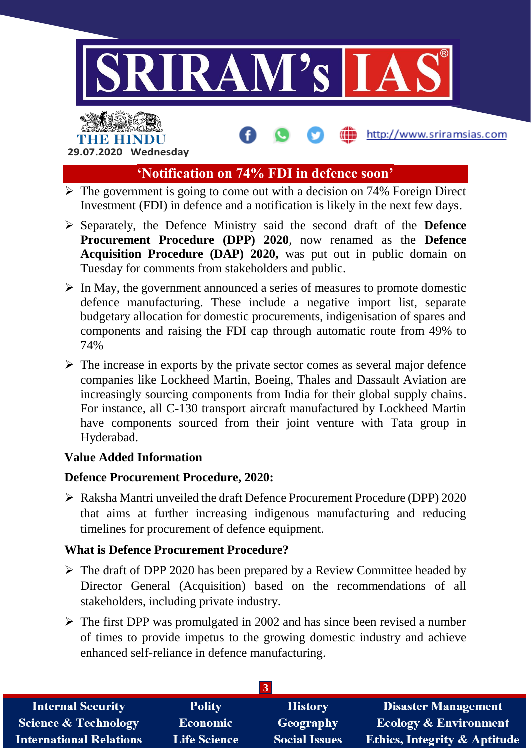## 'Notification on 74% FDI in defence soon'

- The government is going to come out with a decision on 74% Foreign Direct Investment (FDI) in defence and a notification is likely in the next few days.
- Separately, the Defence Ministry said the second draft of the **Defence Procurement Procedure (DPP) 2020**, now renamed as the **Defence Acquisition Procedure (DAP) 2020,** was put out in public domain on Tuesday for comments from stakeholders and public.
- In May, the government announced a series of measures to promote domestic defence manufacturing. These include a negative import list, separate budgetary allocation for domestic procurements, indigenisation of spares and components and raising the FDI cap through automatic route from 49% to 74%
- The increase in exports by the private sector comes as several major defence companies like Lockheed Martin, Boeing, Thales and Dassault Aviation are increasingly sourcing components from India for their global supply chains. For instance, all C-130 transport aircraft manufactured by Lockheed Martin have components sourced from their joint venture with Tata group in Hyderabad.

### Value Added Information

### Defence Procurement Procedure, 2020:

- Raksha Mantri unveiled the draft Defence Procurement Procedure (DPP) 2020 that aims at further increasing indigenous manufacturing and reducing timelines for procurement of defence equipment.

### What is Defence Procurement Procedure?

- The draft of DPP 2020 has been prepared by a Review Committee headed by Director General (Acquisition) based on the recommendations of all stakeholders, including private industry.
- The first DPP was promulgated in 2002 and has since been revised a number of times to provide impetus to the growing domestic industry and achieve enhanced self-reliance in defence manufacturing.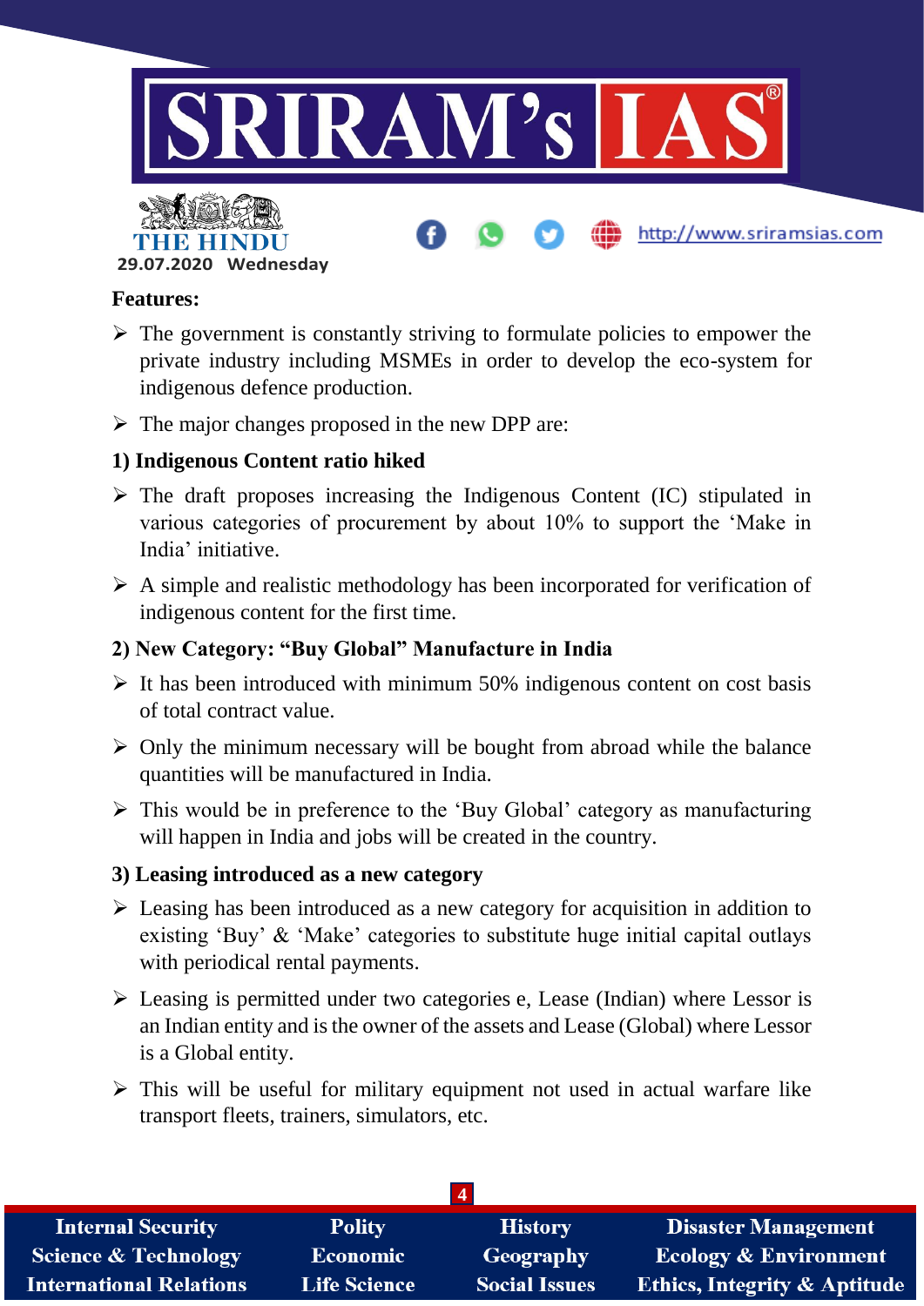**Features:**

- The government is constantly striving to formulate policies to empower the private industry including MSMEs in order to develop the eco-system for indigenous defence production.
- The major changes proposed in the new DPP are:

**1) Indigenous Content ratio hiked**

- The draft proposes increasing the Indigenous Content (IC) stipulated in various categories of procurement by about 10% to support the 'Make in India' initiative.
- A simple and realistic methodology has been incorporated for verification of indigenous content for the first time.

**2) New Category: "Buy Global" Manufacture in India**

- It has been introduced with minimum 50% indigenous content on cost basis of total contract value.
- Only the minimum necessary will be bought from abroad while the balance quantities will be manufactured in India.
- This would be in preference to the 'Buy Global' category as manufacturing will happen in India and jobs will be created in the country.

**3) Leasing introduced as a new category**

- Leasing has been introduced as a new category for acquisition in addition to existing 'Buy' & 'Make' categories to substitute huge initial capital outlays with periodical rental payments.
- Leasing is permitted under two categories e, Lease (Indian) where Lessor is an Indian entity and is the owner of the assets and Lease (Global) where Lessor is a Global entity.
- This will be useful for military equipment not used in actual warfare like transport fleets, trainers, simulators, etc.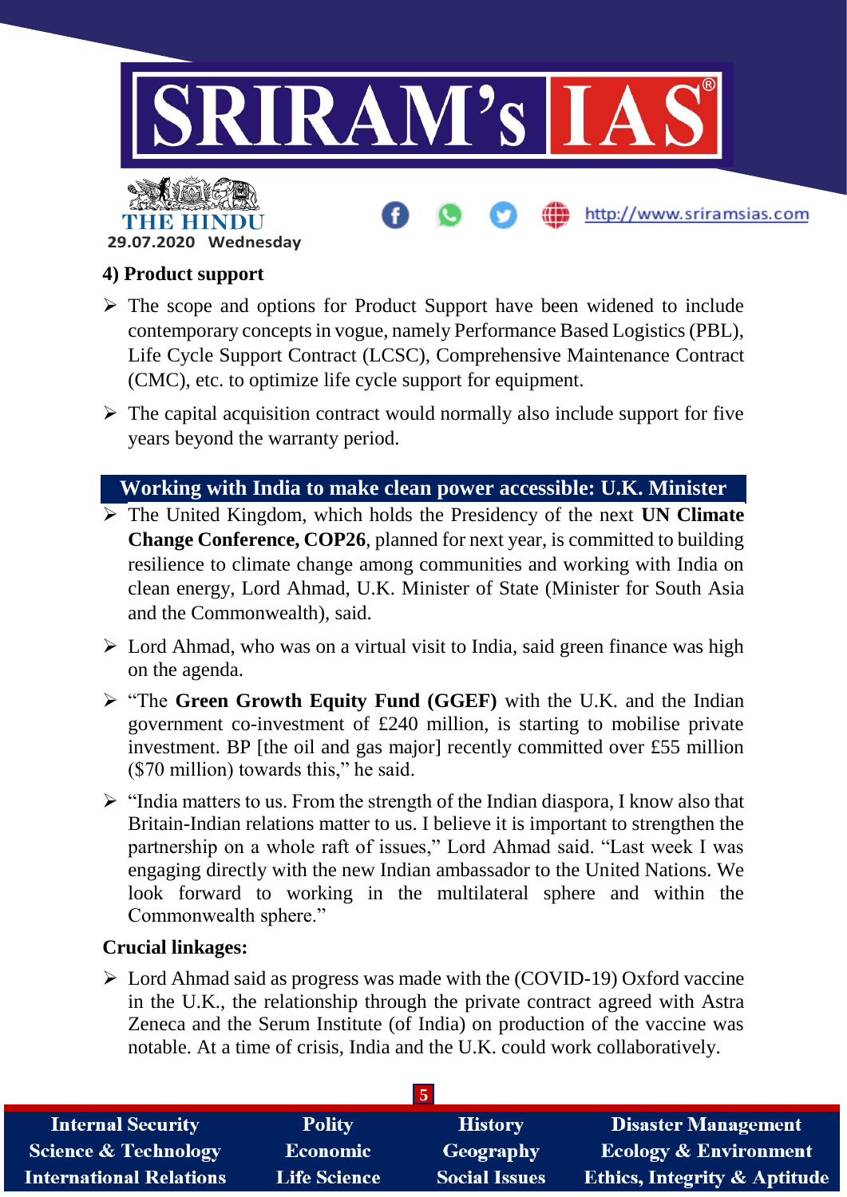### 4) Product support

- The scope and options for Product Support have been widened to include contemporary concepts in vogue, namely Performance Based Logistics (PBL), Life Cycle Support Contract (LCSC), Comprehensive Maintenance Contract (CMC), etc. to optimize life cycle support for equipment.
- The capital acquisition contract would normally also include support for five years beyond the warranty period.

## Working with India to make clean power accessible: U.K. Minister

- The United Kingdom, which holds the Presidency of the next **UN Climate Change Conference, COP26**, planned for next year, is committed to building resilience to climate change among communities and working with India on clean energy, Lord Ahmad, U.K. Minister of State (Minister for South Asia and the Commonwealth), said.
- Lord Ahmad, who was on a virtual visit to India, said green finance was high on the agenda.
- "The **Green Growth Equity Fund (GGEF)** with the U.K. and the Indian government co-investment of £240 million, is starting to mobilise private investment. BP [the oil and gas major] recently committed over £55 million ($70 million) towards this," he said.
- "India matters to us. From the strength of the Indian diaspora, I know also that Britain-Indian relations matter to us. I believe it is important to strengthen the partnership on a whole raft of issues," Lord Ahmad said. "Last week I was engaging directly with the new Indian ambassador to the United Nations. We look forward to working in the multilateral sphere and within the Commonwealth sphere."

### Crucial linkages:

- Lord Ahmad said as progress was made with the (COVID-19) Oxford vaccine in the U.K., the relationship through the private contract agreed with Astra Zeneca and the Serum Institute (of India) on production of the vaccine was notable. At a time of crisis, India and the U.K. could work collaboratively.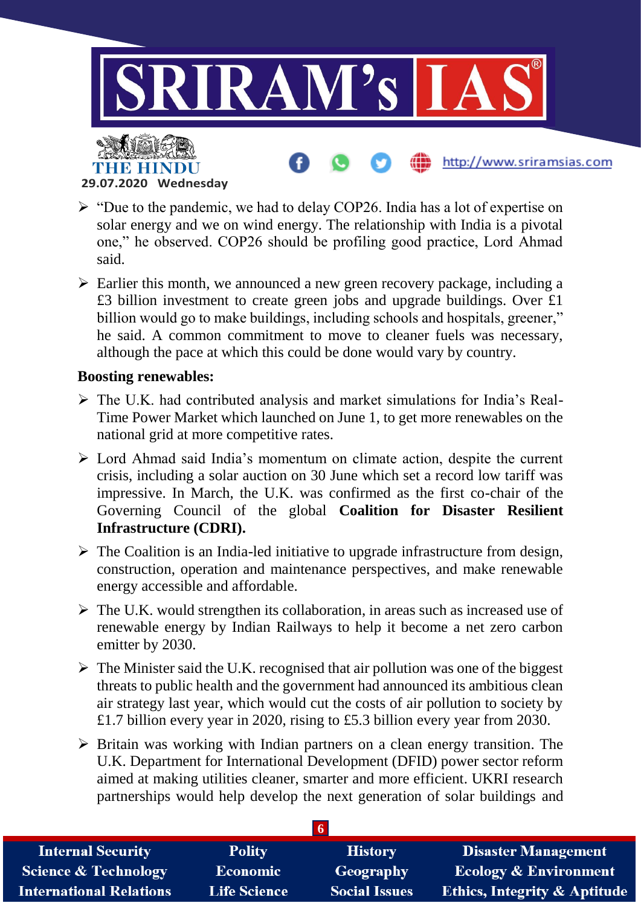- "Due to the pandemic, we had to delay COP26. India has a lot of expertise on solar energy and we on wind energy. The relationship with India is a pivotal one," he observed. COP26 should be profiling good practice, Lord Ahmad said.
- Earlier this month, we announced a new green recovery package, including a £3 billion investment to create green jobs and upgrade buildings. Over £1 billion would go to make buildings, including schools and hospitals, greener," he said. A common commitment to move to cleaner fuels was necessary, although the pace at which this could be done would vary by country.

**Boosting renewables:**

- The U.K. had contributed analysis and market simulations for India's Real-Time Power Market which launched on June 1, to get more renewables on the national grid at more competitive rates.
- Lord Ahmad said India's momentum on climate action, despite the current crisis, including a solar auction on 30 June which set a record low tariff was impressive. In March, the U.K. was confirmed as the first co-chair of the Governing Council of the global **Coalition for Disaster Resilient Infrastructure (CDRI).**
- The Coalition is an India-led initiative to upgrade infrastructure from design, construction, operation and maintenance perspectives, and make renewable energy accessible and affordable.
- The U.K. would strengthen its collaboration, in areas such as increased use of renewable energy by Indian Railways to help it become a net zero carbon emitter by 2030.
- The Minister said the U.K. recognised that air pollution was one of the biggest threats to public health and the government had announced its ambitious clean air strategy last year, which would cut the costs of air pollution to society by £1.7 billion every year in 2020, rising to £5.3 billion every year from 2030.
- Britain was working with Indian partners on a clean energy transition. The U.K. Department for International Development (DFID) power sector reform aimed at making utilities cleaner, smarter and more efficient. UKRI research partnerships would help develop the next generation of solar buildings and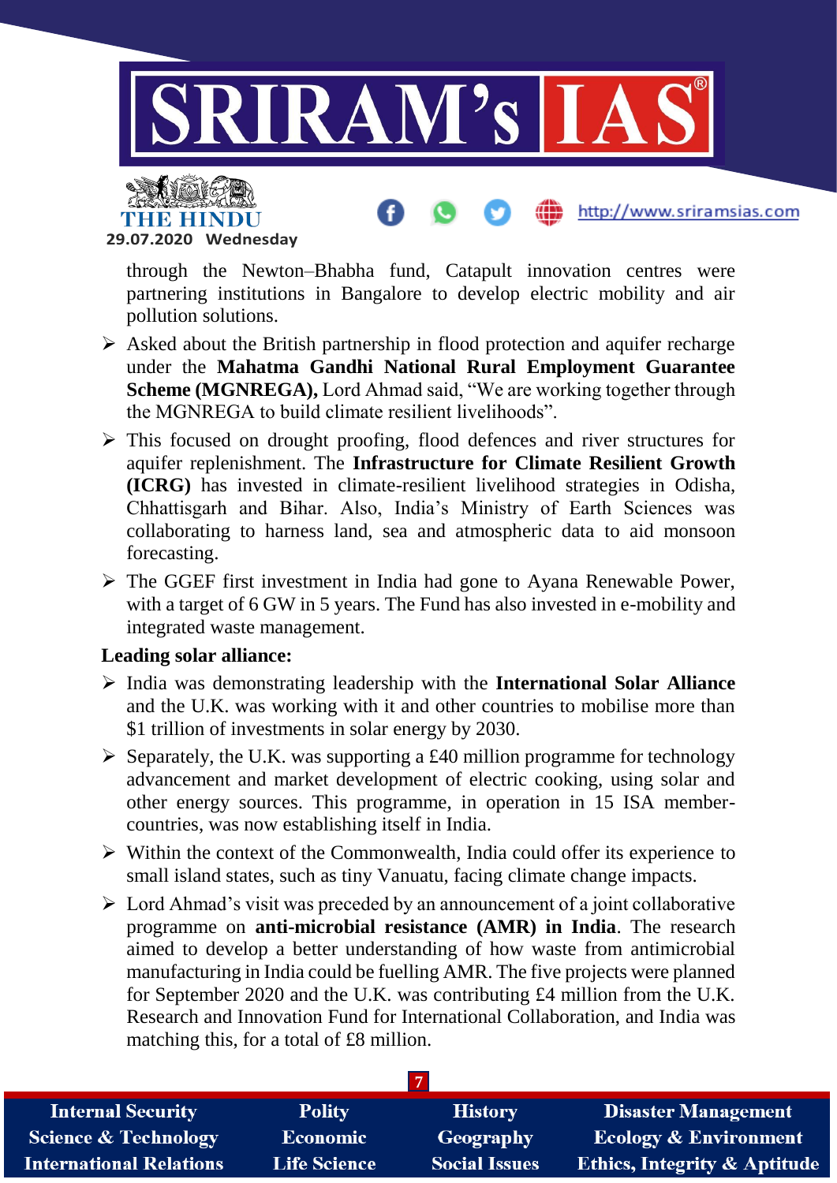through the Newton–Bhabha fund, Catapult innovation centres were partnering institutions in Bangalore to develop electric mobility and air pollution solutions.

- Asked about the British partnership in flood protection and aquifer recharge under the **Mahatma Gandhi National Rural Employment Guarantee Scheme (MGNREGA),** Lord Ahmad said, "We are working together through the MGNREGA to build climate resilient livelihoods".
- This focused on drought proofing, flood defences and river structures for aquifer replenishment. The **Infrastructure for Climate Resilient Growth (ICRG)** has invested in climate-resilient livelihood strategies in Odisha, Chhattisgarh and Bihar. Also, India's Ministry of Earth Sciences was collaborating to harness land, sea and atmospheric data to aid monsoon forecasting.
- The GGEF first investment in India had gone to Ayana Renewable Power, with a target of 6 GW in 5 years. The Fund has also invested in e-mobility and integrated waste management.

**Leading solar alliance:**

- India was demonstrating leadership with the **International Solar Alliance** and the U.K. was working with it and other countries to mobilise more than $1 trillion of investments in solar energy by 2030.
- Separately, the U.K. was supporting a £40 million programme for technology advancement and market development of electric cooking, using solar and other energy sources. This programme, in operation in 15 ISA member-countries, was now establishing itself in India.
- Within the context of the Commonwealth, India could offer its experience to small island states, such as tiny Vanuatu, facing climate change impacts.
- Lord Ahmad's visit was preceded by an announcement of a joint collaborative programme on **anti-microbial resistance (AMR) in India**. The research aimed to develop a better understanding of how waste from antimicrobial manufacturing in India could be fuelling AMR. The five projects were planned for September 2020 and the U.K. was contributing £4 million from the U.K. Research and Innovation Fund for International Collaboration, and India was matching this, for a total of £8 million.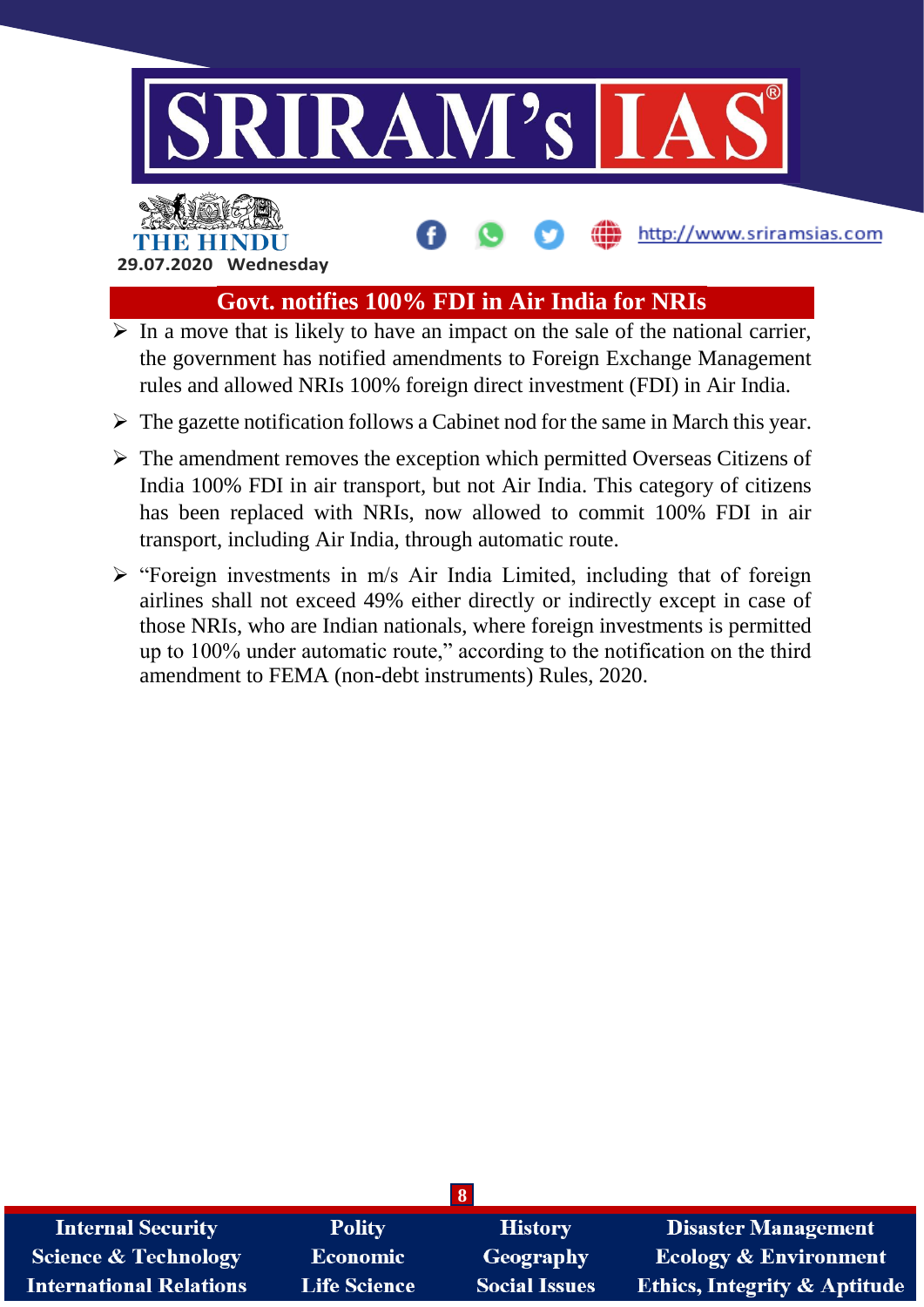## Govt. notifies 100% FDI in Air India for NRIs

- In a move that is likely to have an impact on the sale of the national carrier, the government has notified amendments to Foreign Exchange Management rules and allowed NRIs 100% foreign direct investment (FDI) in Air India.
- The gazette notification follows a Cabinet nod for the same in March this year.
- The amendment removes the exception which permitted Overseas Citizens of India 100% FDI in air transport, but not Air India. This category of citizens has been replaced with NRIs, now allowed to commit 100% FDI in air transport, including Air India, through automatic route.
- "Foreign investments in m/s Air India Limited, including that of foreign airlines shall not exceed 49% either directly or indirectly except in case of those NRIs, who are Indian nationals, where foreign investments is permitted up to 100% under automatic route," according to the notification on the third amendment to FEMA (non-debt instruments) Rules, 2020.